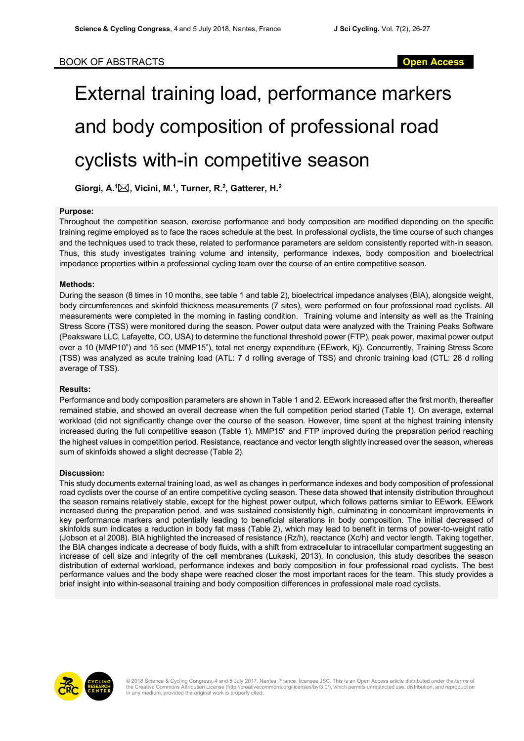BOOK OF ABSTRACTS

Open Access

# External training load, performance markers and body composition of professional road cyclists with-in competitive season

**Giorgi, A.[1]✉, Vicini, M.[1], Turner, R.[2], Gatterer, H.[2]**

### Purpose:

Throughout the competition season, exercise performance and body composition are modified depending on the specific training regime employed as to face the races schedule at the best. In professional cyclists, the time course of such changes and the techniques used to track these, related to performance parameters are seldom consistently reported with-in season. Thus, this study investigates training volume and intensity, performance indexes, body composition and bioelectrical impedance properties within a professional cycling team over the course of an entire competitive season.

### Methods:

During the season (8 times in 10 months, see table 1 and table 2), bioelectrical impedance analyses (BIA), alongside weight, body circumferences and skinfold thickness measurements (7 sites), were performed on four professional road cyclists. All measurements were completed in the morning in fasting condition. Training volume and intensity as well as the Training Stress Score (TSS) were monitored during the season. Power output data were analyzed with the Training Peaks Software (Peaksware LLC, Lafayette, CO, USA) to determine the functional threshold power (FTP), peak power, maximal power output over a 10 (MMP10") and 15 sec (MMP15"), total net energy expenditure (EEwork, Kj). Concurrently, Training Stress Score (TSS) was analyzed as acute training load (ATL: 7 d rolling average of TSS) and chronic training load (CTL: 28 d rolling average of TSS).

### Results:

Performance and body composition parameters are shown in Table 1 and 2. EEwork increased after the first month, thereafter remained stable, and showed an overall decrease when the full competition period started (Table 1). On average, external workload (did not significantly change over the course of the season. However, time spent at the highest training intensity increased during the full competitive season (Table 1). MMP15" and FTP improved during the preparation period reaching the highest values in competition period. Resistance, reactance and vector length slightly increased over the season, whereas sum of skinfolds showed a slight decrease (Table 2).

### Discussion:

This study documents external training load, as well as changes in performance indexes and body composition of professional road cyclists over the course of an entire competitive cycling season. These data showed that intensity distribution throughout the season remains relatively stable, except for the highest power output, which follows patterns similar to EEwork. EEwork increased during the preparation period, and was sustained consistently high, culminating in concomitant improvements in key performance markers and potentially leading to beneficial alterations in body composition. The initial decreased of skinfolds sum indicates a reduction in body fat mass (Table 2), which may lead to benefit in terms of power-to-weight ratio (Jobson et al 2008). BIA highlighted the increased of resistance (Rz/h), reactance (Xc/h) and vector length. Taking together, the BIA changes indicate a decrease of body fluids, with a shift from extracellular to intracellular compartment suggesting an increase of cell size and integrity of the cell membranes (Lukaski, 2013). In conclusion, this study describes the season distribution of external workload, performance indexes and body composition in four professional road cyclists. The best performance values and the body shape were reached closer the most important races for the team. This study provides a brief insight into within-seasonal training and body composition differences in professional male road cyclists.

© 2018 Science & Cycling Congress, 4 and 5 July 2017, Nantes, France. licensee JSC. This is an Open Access article distributed under the terms of the Creative Commons Attribution License (http://creativecommons.org/licenses/by/3.0/), which permits unrestricted use, distribution, and reproduction in any medium, provided the original work is properly cited.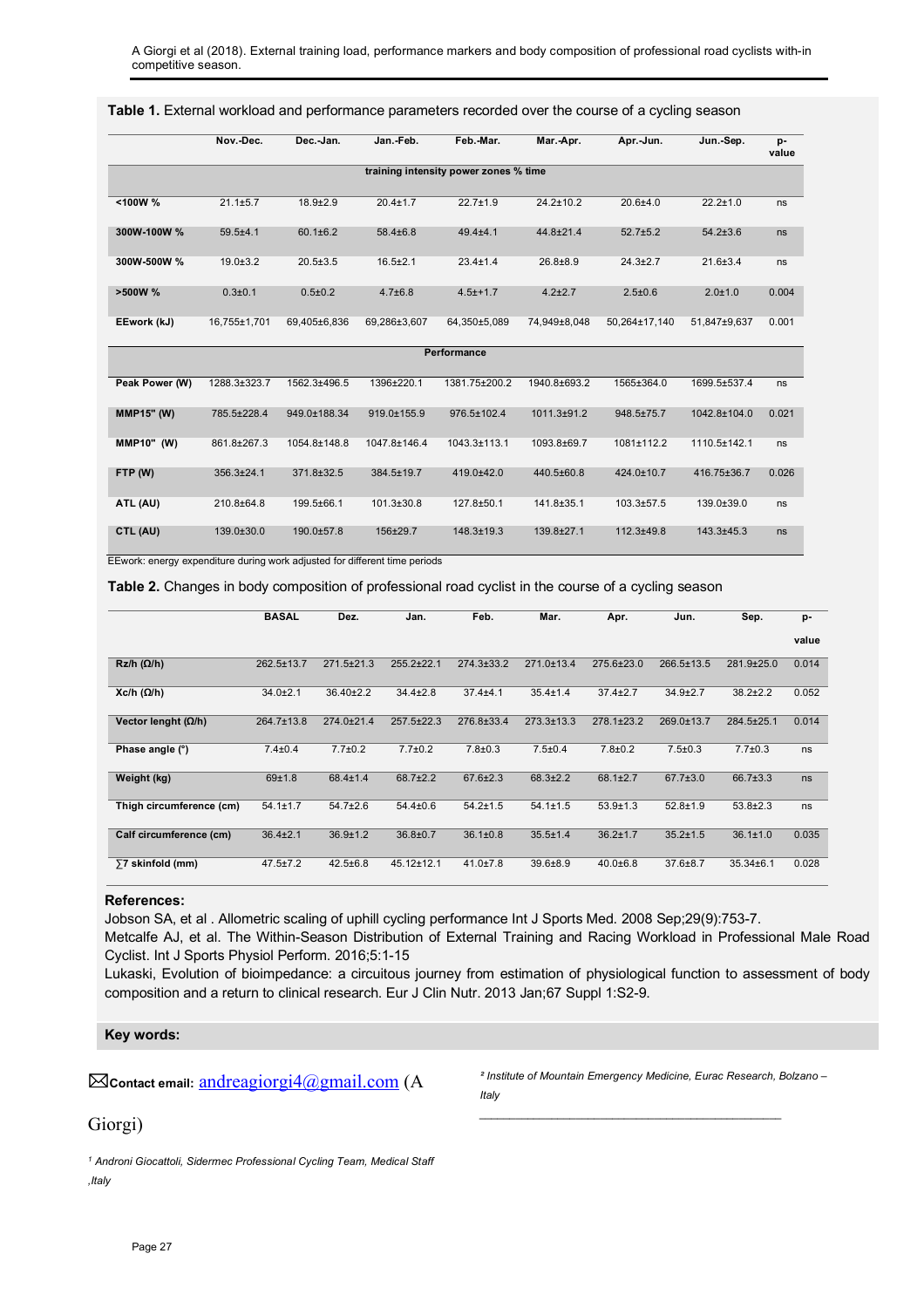**Table 1.** External workload and performance parameters recorded over the course of a cycling season

| | Nov.-Dec. | Dec.-Jan. | Jan.-Feb. | Feb.-Mar. | Mar.-Apr. | Apr.-Jun. | Jun.-Sep. | p-value |
|---|---|---|---|---|---|---|---|---|
| training intensity power zones % time | | | | | | | | |
| <100W % | 21.1±5.7 | 18.9±2.9 | 20.4±1.7 | 22.7±1.9 | 24.2±10.2 | 20.6±4.0 | 22.2±1.0 | ns |
| 300W-100W % | 59.5±4.1 | 60.1±6.2 | 58.4±6.8 | 49.4±4.1 | 44.8±21.4 | 52.7±5.2 | 54.2±3.6 | ns |
| 300W-500W % | 19.0±3.2 | 20.5±3.5 | 16.5±2.1 | 23.4±1.4 | 26.8±8.9 | 24.3±2.7 | 21.6±3.4 | ns |
| >500W % | 0.3±0.1 | 0.5±0.2 | 4.7±6.8 | 4.5±+1.7 | 4.2±2.7 | 2.5±0.6 | 2.0±1.0 | 0.004 |
| EEwork (kJ) | 16,755±1,701 | 69,405±6,836 | 69,286±3,607 | 64,350±5,089 | 74,949±8,048 | 50,264±17,140 | 51,847±9,637 | 0.001 |
| Performance | | | | | | | | |
| Peak Power (W) | 1288.3±323.7 | 1562.3±496.5 | 1396±220.1 | 1381.75±200.2 | 1940.8±693.2 | 1565±364.0 | 1699.5±537.4 | ns |
| MMP15" (W) | 785.5±228.4 | 949.0±188.34 | 919.0±155.9 | 976.5±102.4 | 1011.3±91.2 | 948.5±75.7 | 1042.8±104.0 | 0.021 |
| MMP10" (W) | 861.8±267.3 | 1054.8±148.8 | 1047.8±146.4 | 1043.3±113.1 | 1093.8±69.7 | 1081±112.2 | 1110.5±142.1 | ns |
| FTP (W) | 356.3±24.1 | 371.8±32.5 | 384.5±19.7 | 419.0±42.0 | 440.5±60.8 | 424.0±10.7 | 416.75±36.7 | 0.026 |
| ATL (AU) | 210.8±64.8 | 199.5±66.1 | 101.3±30.8 | 127.8±50.1 | 141.8±35.1 | 103.3±57.5 | 139.0±39.0 | ns |
| CTL (AU) | 139.0±30.0 | 190.0±57.8 | 156±29.7 | 148.3±19.3 | 139.8±27.1 | 112.3±49.8 | 143.3±45.3 | ns |

EEwork: energy expenditure during work adjusted for different time periods

**Table 2.** Changes in body composition of professional road cyclist in the course of a cycling season

| | BASAL | Dez. | Jan. | Feb. | Mar. | Apr. | Jun. | Sep. | p-value |
|---|---|---|---|---|---|---|---|---|---|
| Rz/h (Ω/h) | 262.5±13.7 | 271.5±21.3 | 255.2±22.1 | 274.3±33.2 | 271.0±13.4 | 275.6±23.0 | 266.5±13.5 | 281.9±25.0 | 0.014 |
| Xc/h (Ω/h) | 34.0±2.1 | 36.40±2.2 | 34.4±2.8 | 37.4±4.1 | 35.4±1.4 | 37.4±2.7 | 34.9±2.7 | 38.2±2.2 | 0.052 |
| Vector lenght (Ω/h) | 264.7±13.8 | 274.0±21.4 | 257.5±22.3 | 276.8±33.4 | 273.3±13.3 | 278.1±23.2 | 269.0±13.7 | 284.5±25.1 | 0.014 |
| Phase angle (°) | 7.4±0.4 | 7.7±0.2 | 7.7±0.2 | 7.8±0.3 | 7.5±0.4 | 7.8±0.2 | 7.5±0.3 | 7.7±0.3 | ns |
| Weight (kg) | 69±1.8 | 68.4±1.4 | 68.7±2.2 | 67.6±2.3 | 68.3±2.2 | 68.1±2.7 | 67.7±3.0 | 66.7±3.3 | ns |
| Thigh circumference (cm) | 54.1±1.7 | 54.7±2.6 | 54.4±0.6 | 54.2±1.5 | 54.1±1.5 | 53.9±1.3 | 52.8±1.9 | 53.8±2.3 | ns |
| Calf circumference (cm) | 36.4±2.1 | 36.9±1.2 | 36.8±0.7 | 36.1±0.8 | 35.5±1.4 | 36.2±1.7 | 35.2±1.5 | 36.1±1.0 | 0.035 |
| ∑7 skinfold (mm) | 47.5±7.2 | 42.5±6.8 | 45.12±12.1 | 41.0±7.8 | 39.6±8.9 | 40.0±6.8 | 37.6±8.7 | 35.34±6.1 | 0.028 |

## References:

Jobson SA, et al . Allometric scaling of uphill cycling performance Int J Sports Med. 2008 Sep;29(9):753-7.

Metcalfe AJ, et al. The Within-Season Distribution of External Training and Racing Workload in Professional Male Road Cyclist. Int J Sports Physiol Perform. 2016;5:1-15

Lukaski, Evolution of bioimpedance: a circuitous journey from estimation of physiological function to assessment of body composition and a return to clinical research. Eur J Clin Nutr. 2013 Jan;67 Suppl 1:S2-9.

## Key words:

✉**Contact email:** andreagiorgi4@gmail.com (A Giorgi)

[1] *Androni Giocattoli, Sidermec Professional Cycling Team, Medical Staff ,Italy*

[2] *Institute of Mountain Emergency Medicine, Eurac Research, Bolzano – Italy*